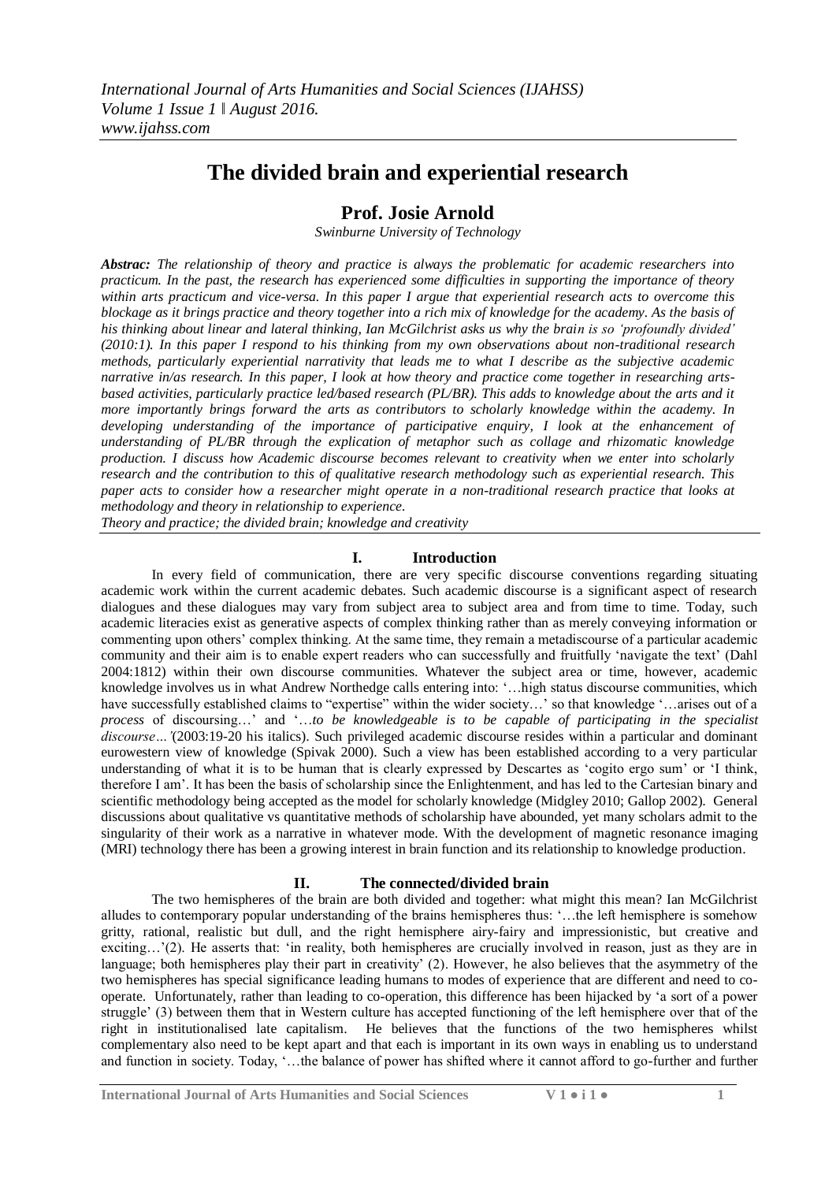# The divided brain and experiential research

## Prof. Josie Arnold

*Swinburne University of Technology*

***Abstract:*** *The relationship of theory and practice is always the problematic for academic researchers into practicum. In the past, the research has experienced some difficulties in supporting the importance of theory within arts practicum and vice-versa. In this paper I argue that experiential research acts to overcome this blockage as it brings practice and theory together into a rich mix of knowledge for the academy. As the basis of his thinking about linear and lateral thinking, Ian McGilchrist asks us why the brain is so 'profoundly divided' (2010:1). In this paper I respond to his thinking from my own observations about non-traditional research methods, particularly experiential narrativity that leads me to what I describe as the subjective academic narrative in/as research. In this paper, I look at how theory and practice come together in researching arts-based activities, particularly practice led/based research (PL/BR). This adds to knowledge about the arts and it more importantly brings forward the arts as contributors to scholarly knowledge within the academy. In developing understanding of the importance of participative enquiry, I look at the enhancement of understanding of PL/BR through the explication of metaphor such as collage and rhizomatic knowledge production. I discuss how Academic discourse becomes relevant to creativity when we enter into scholarly research and the contribution to this of qualitative research methodology such as experiential research. This paper acts to consider how a researcher might operate in a non-traditional research practice that looks at methodology and theory in relationship to experience.*

*Theory and practice; the divided brain; knowledge and creativity*

## I. Introduction

In every field of communication, there are very specific discourse conventions regarding situating academic work within the current academic debates. Such academic discourse is a significant aspect of research dialogues and these dialogues may vary from subject area to subject area and from time to time. Today, such academic literacies exist as generative aspects of complex thinking rather than as merely conveying information or commenting upon others' complex thinking. At the same time, they remain a metadiscourse of a particular academic community and their aim is to enable expert readers who can successfully and fruitfully 'navigate the text' (Dahl 2004:1812) within their own discourse communities. Whatever the subject area or time, however, academic knowledge involves us in what Andrew Northedge calls entering into: '…high status discourse communities, which have successfully established claims to "expertise" within the wider society…' so that knowledge '…arises out of a *process* of discoursing…' and '…*to be knowledgeable is to be capable of participating in the specialist discourse…'*(2003:19-20 his italics). Such privileged academic discourse resides within a particular and dominant eurowestern view of knowledge (Spivak 2000). Such a view has been established according to a very particular understanding of what it is to be human that is clearly expressed by Descartes as 'cogito ergo sum' or 'I think, therefore I am'. It has been the basis of scholarship since the Enlightenment, and has led to the Cartesian binary and scientific methodology being accepted as the model for scholarly knowledge (Midgley 2010; Gallop 2002). General discussions about qualitative vs quantitative methods of scholarship have abounded, yet many scholars admit to the singularity of their work as a narrative in whatever mode. With the development of magnetic resonance imaging (MRI) technology there has been a growing interest in brain function and its relationship to knowledge production.

## II. The connected/divided brain

The two hemispheres of the brain are both divided and together: what might this mean? Ian McGilchrist alludes to contemporary popular understanding of the brains hemispheres thus: '…the left hemisphere is somehow gritty, rational, realistic but dull, and the right hemisphere airy-fairy and impressionistic, but creative and exciting…'(2). He asserts that: 'in reality, both hemispheres are crucially involved in reason, just as they are in language; both hemispheres play their part in creativity' (2). However, he also believes that the asymmetry of the two hemispheres has special significance leading humans to modes of experience that are different and need to co-operate. Unfortunately, rather than leading to co-operation, this difference has been hijacked by 'a sort of a power struggle' (3) between them that in Western culture has accepted functioning of the left hemisphere over that of the right in institutionalised late capitalism. He believes that the functions of the two hemispheres whilst complementary also need to be kept apart and that each is important in its own ways in enabling us to understand and function in society. Today, '…the balance of power has shifted where it cannot afford to go-further and further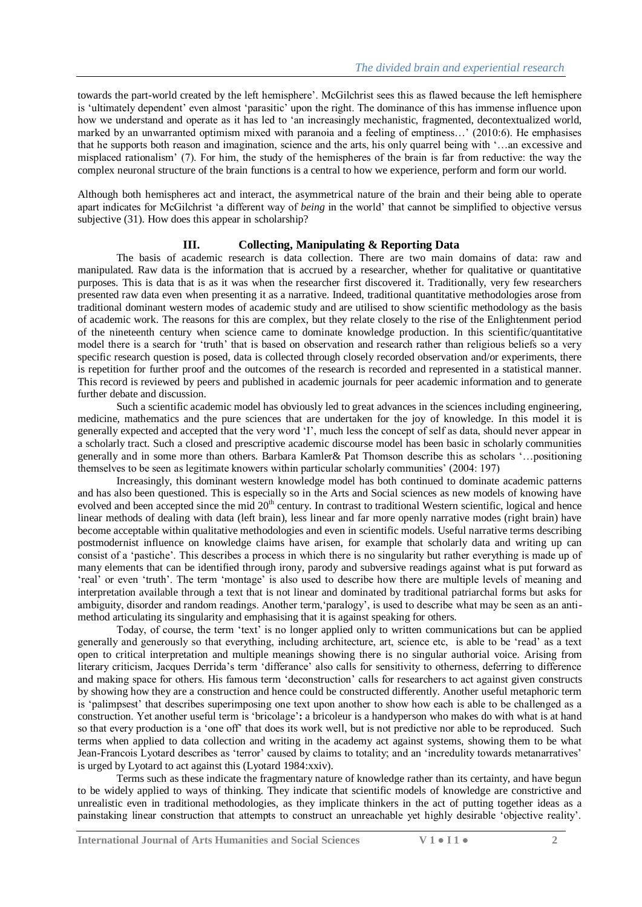towards the part-world created by the left hemisphere'. McGilchrist sees this as flawed because the left hemisphere is 'ultimately dependent' even almost 'parasitic' upon the right. The dominance of this has immense influence upon how we understand and operate as it has led to 'an increasingly mechanistic, fragmented, decontextualized world, marked by an unwarranted optimism mixed with paranoia and a feeling of emptiness…' (2010:6). He emphasises that he supports both reason and imagination, science and the arts, his only quarrel being with '…an excessive and misplaced rationalism' (7). For him, the study of the hemispheres of the brain is far from reductive: the way the complex neuronal structure of the brain functions is a central to how we experience, perform and form our world.

Although both hemispheres act and interact, the asymmetrical nature of the brain and their being able to operate apart indicates for McGilchrist 'a different way of *being* in the world' that cannot be simplified to objective versus subjective (31). How does this appear in scholarship?

## III. Collecting, Manipulating & Reporting Data

The basis of academic research is data collection. There are two main domains of data: raw and manipulated. Raw data is the information that is accrued by a researcher, whether for qualitative or quantitative purposes. This is data that is as it was when the researcher first discovered it. Traditionally, very few researchers presented raw data even when presenting it as a narrative. Indeed, traditional quantitative methodologies arose from traditional dominant western modes of academic study and are utilised to show scientific methodology as the basis of academic work. The reasons for this are complex, but they relate closely to the rise of the Enlightenment period of the nineteenth century when science came to dominate knowledge production. In this scientific/quantitative model there is a search for 'truth' that is based on observation and research rather than religious beliefs so a very specific research question is posed, data is collected through closely recorded observation and/or experiments, there is repetition for further proof and the outcomes of the research is recorded and represented in a statistical manner. This record is reviewed by peers and published in academic journals for peer academic information and to generate further debate and discussion.

Such a scientific academic model has obviously led to great advances in the sciences including engineering, medicine, mathematics and the pure sciences that are undertaken for the joy of knowledge. In this model it is generally expected and accepted that the very word 'I', much less the concept of self as data, should never appear in a scholarly tract. Such a closed and prescriptive academic discourse model has been basic in scholarly communities generally and in some more than others. Barbara Kamler& Pat Thomson describe this as scholars '…positioning themselves to be seen as legitimate knowers within particular scholarly communities' (2004: 197)

Increasingly, this dominant western knowledge model has both continued to dominate academic patterns and has also been questioned. This is especially so in the Arts and Social sciences as new models of knowing have evolved and been accepted since the mid 20th century. In contrast to traditional Western scientific, logical and hence linear methods of dealing with data (left brain), less linear and far more openly narrative modes (right brain) have become acceptable within qualitative methodologies and even in scientific models. Useful narrative terms describing postmodernist influence on knowledge claims have arisen, for example that scholarly data and writing up can consist of a 'pastiche'. This describes a process in which there is no singularity but rather everything is made up of many elements that can be identified through irony, parody and subversive readings against what is put forward as 'real' or even 'truth'. The term 'montage' is also used to describe how there are multiple levels of meaning and interpretation available through a text that is not linear and dominated by traditional patriarchal forms but asks for ambiguity, disorder and random readings. Another term,'paralogy', is used to describe what may be seen as an anti-method articulating its singularity and emphasising that it is against speaking for others.

Today, of course, the term 'text' is no longer applied only to written communications but can be applied generally and generously so that everything, including architecture, art, science etc, is able to be 'read' as a text open to critical interpretation and multiple meanings showing there is no singular authorial voice. Arising from literary criticism, Jacques Derrida's term 'differance' also calls for sensitivity to otherness, deferring to difference and making space for others. His famous term 'deconstruction' calls for researchers to act against given constructs by showing how they are a construction and hence could be constructed differently. Another useful metaphoric term is 'palimpsest' that describes superimposing one text upon another to show how each is able to be challenged as a construction. Yet another useful term is 'bricolage'**:** a bricoleur is a handyperson who makes do with what is at hand so that every production is a 'one off' that does its work well, but is not predictive nor able to be reproduced. Such terms when applied to data collection and writing in the academy act against systems, showing them to be what Jean-Francois Lyotard describes as 'terror' caused by claims to totality; and an 'incredulity towards metanarratives' is urged by Lyotard to act against this (Lyotard 1984:xxiv).

Terms such as these indicate the fragmentary nature of knowledge rather than its certainty, and have begun to be widely applied to ways of thinking. They indicate that scientific models of knowledge are constrictive and unrealistic even in traditional methodologies, as they implicate thinkers in the act of putting together ideas as a painstaking linear construction that attempts to construct an unreachable yet highly desirable 'objective reality'.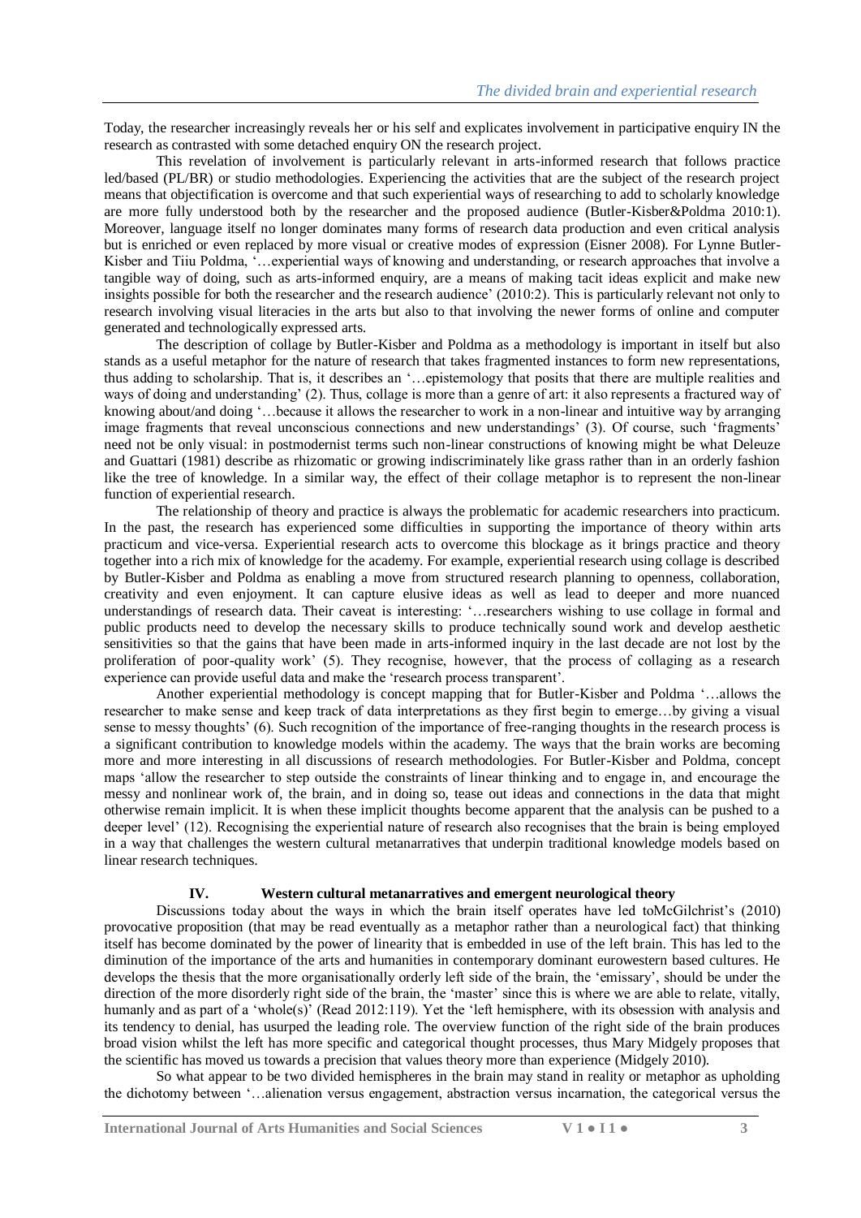Today, the researcher increasingly reveals her or his self and explicates involvement in participative enquiry IN the research as contrasted with some detached enquiry ON the research project.

This revelation of involvement is particularly relevant in arts-informed research that follows practice led/based (PL/BR) or studio methodologies. Experiencing the activities that are the subject of the research project means that objectification is overcome and that such experiential ways of researching to add to scholarly knowledge are more fully understood both by the researcher and the proposed audience (Butler-Kisber&Poldma 2010:1). Moreover, language itself no longer dominates many forms of research data production and even critical analysis but is enriched or even replaced by more visual or creative modes of expression (Eisner 2008). For Lynne Butler-Kisber and Tiiu Poldma, '…experiential ways of knowing and understanding, or research approaches that involve a tangible way of doing, such as arts-informed enquiry, are a means of making tacit ideas explicit and make new insights possible for both the researcher and the research audience' (2010:2). This is particularly relevant not only to research involving visual literacies in the arts but also to that involving the newer forms of online and computer generated and technologically expressed arts.

The description of collage by Butler-Kisber and Poldma as a methodology is important in itself but also stands as a useful metaphor for the nature of research that takes fragmented instances to form new representations, thus adding to scholarship. That is, it describes an '…epistemology that posits that there are multiple realities and ways of doing and understanding' (2). Thus, collage is more than a genre of art: it also represents a fractured way of knowing about/and doing '…because it allows the researcher to work in a non-linear and intuitive way by arranging image fragments that reveal unconscious connections and new understandings' (3). Of course, such 'fragments' need not be only visual: in postmodernist terms such non-linear constructions of knowing might be what Deleuze and Guattari (1981) describe as rhizomatic or growing indiscriminately like grass rather than in an orderly fashion like the tree of knowledge. In a similar way, the effect of their collage metaphor is to represent the non-linear function of experiential research.

The relationship of theory and practice is always the problematic for academic researchers into practicum. In the past, the research has experienced some difficulties in supporting the importance of theory within arts practicum and vice-versa. Experiential research acts to overcome this blockage as it brings practice and theory together into a rich mix of knowledge for the academy. For example, experiential research using collage is described by Butler-Kisber and Poldma as enabling a move from structured research planning to openness, collaboration, creativity and even enjoyment. It can capture elusive ideas as well as lead to deeper and more nuanced understandings of research data. Their caveat is interesting: '…researchers wishing to use collage in formal and public products need to develop the necessary skills to produce technically sound work and develop aesthetic sensitivities so that the gains that have been made in arts-informed inquiry in the last decade are not lost by the proliferation of poor-quality work' (5). They recognise, however, that the process of collaging as a research experience can provide useful data and make the 'research process transparent'.

Another experiential methodology is concept mapping that for Butler-Kisber and Poldma '…allows the researcher to make sense and keep track of data interpretations as they first begin to emerge…by giving a visual sense to messy thoughts' (6). Such recognition of the importance of free-ranging thoughts in the research process is a significant contribution to knowledge models within the academy. The ways that the brain works are becoming more and more interesting in all discussions of research methodologies. For Butler-Kisber and Poldma, concept maps 'allow the researcher to step outside the constraints of linear thinking and to engage in, and encourage the messy and nonlinear work of, the brain, and in doing so, tease out ideas and connections in the data that might otherwise remain implicit. It is when these implicit thoughts become apparent that the analysis can be pushed to a deeper level' (12). Recognising the experiential nature of research also recognises that the brain is being employed in a way that challenges the western cultural metanarratives that underpin traditional knowledge models based on linear research techniques.

## IV. Western cultural metanarratives and emergent neurological theory

Discussions today about the ways in which the brain itself operates have led toMcGilchrist's (2010) provocative proposition (that may be read eventually as a metaphor rather than a neurological fact) that thinking itself has become dominated by the power of linearity that is embedded in use of the left brain. This has led to the diminution of the importance of the arts and humanities in contemporary dominant eurowestern based cultures. He develops the thesis that the more organisationally orderly left side of the brain, the 'emissary', should be under the direction of the more disorderly right side of the brain, the 'master' since this is where we are able to relate, vitally, humanly and as part of a 'whole(s)' (Read 2012:119). Yet the 'left hemisphere, with its obsession with analysis and its tendency to denial, has usurped the leading role. The overview function of the right side of the brain produces broad vision whilst the left has more specific and categorical thought processes, thus Mary Midgely proposes that the scientific has moved us towards a precision that values theory more than experience (Midgely 2010).

So what appear to be two divided hemispheres in the brain may stand in reality or metaphor as upholding the dichotomy between '…alienation versus engagement, abstraction versus incarnation, the categorical versus the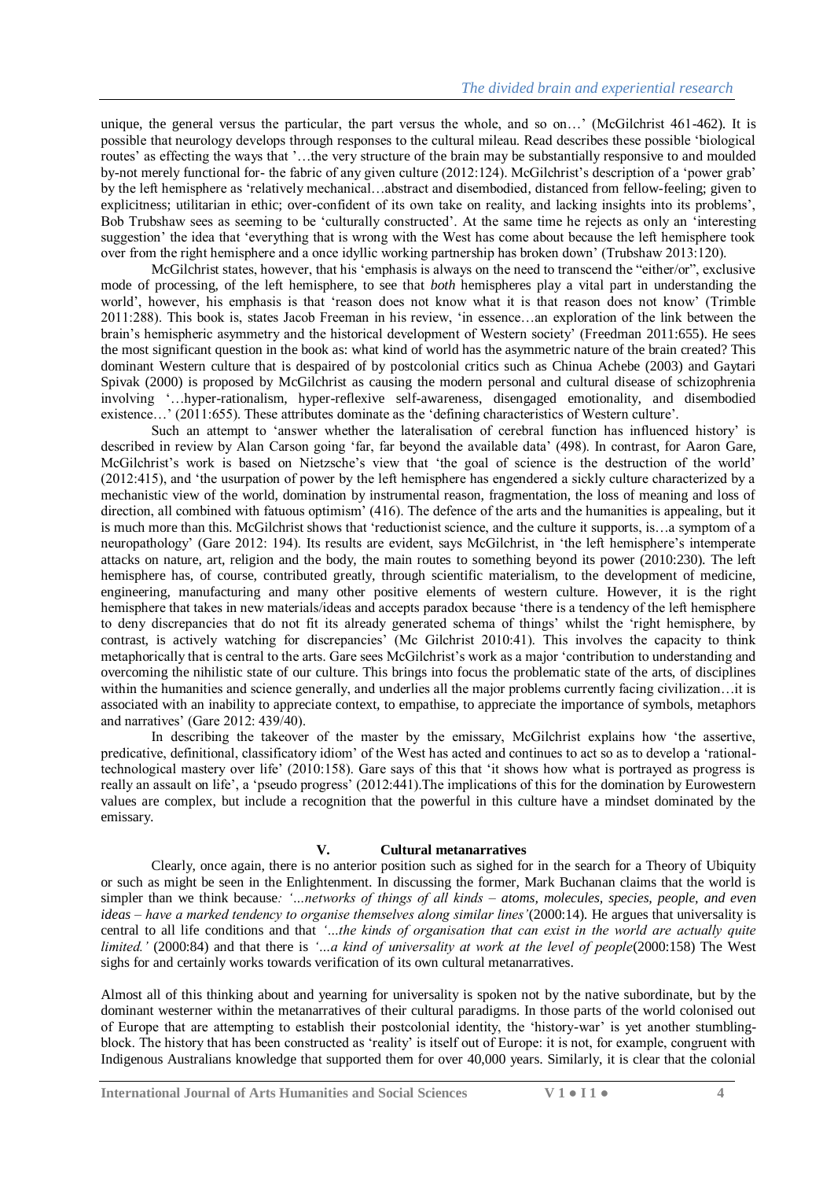unique, the general versus the particular, the part versus the whole, and so on…' (McGilchrist 461-462). It is possible that neurology develops through responses to the cultural mileau. Read describes these possible 'biological routes' as effecting the ways that '…the very structure of the brain may be substantially responsive to and moulded by-not merely functional for- the fabric of any given culture (2012:124). McGilchrist's description of a 'power grab' by the left hemisphere as 'relatively mechanical…abstract and disembodied, distanced from fellow-feeling; given to explicitness; utilitarian in ethic; over-confident of its own take on reality, and lacking insights into its problems', Bob Trubshaw sees as seeming to be 'culturally constructed'. At the same time he rejects as only an 'interesting suggestion' the idea that 'everything that is wrong with the West has come about because the left hemisphere took over from the right hemisphere and a once idyllic working partnership has broken down' (Trubshaw 2013:120).

McGilchrist states, however, that his 'emphasis is always on the need to transcend the "either/or", exclusive mode of processing, of the left hemisphere, to see that *both* hemispheres play a vital part in understanding the world', however, his emphasis is that 'reason does not know what it is that reason does not know' (Trimble 2011:288). This book is, states Jacob Freeman in his review, 'in essence…an exploration of the link between the brain's hemispheric asymmetry and the historical development of Western society' (Freedman 2011:655). He sees the most significant question in the book as: what kind of world has the asymmetric nature of the brain created? This dominant Western culture that is despaired of by postcolonial critics such as Chinua Achebe (2003) and Gaytari Spivak (2000) is proposed by McGilchrist as causing the modern personal and cultural disease of schizophrenia involving '…hyper-rationalism, hyper-reflexive self-awareness, disengaged emotionality, and disembodied existence…' (2011:655). These attributes dominate as the 'defining characteristics of Western culture'.

Such an attempt to 'answer whether the lateralisation of cerebral function has influenced history' is described in review by Alan Carson going 'far, far beyond the available data' (498). In contrast, for Aaron Gare, McGilchrist's work is based on Nietzsche's view that 'the goal of science is the destruction of the world' (2012:415), and 'the usurpation of power by the left hemisphere has engendered a sickly culture characterized by a mechanistic view of the world, domination by instrumental reason, fragmentation, the loss of meaning and loss of direction, all combined with fatuous optimism' (416). The defence of the arts and the humanities is appealing, but it is much more than this. McGilchrist shows that 'reductionist science, and the culture it supports, is…a symptom of a neuropathology' (Gare 2012: 194). Its results are evident, says McGilchrist, in 'the left hemisphere's intemperate attacks on nature, art, religion and the body, the main routes to something beyond its power (2010:230). The left hemisphere has, of course, contributed greatly, through scientific materialism, to the development of medicine, engineering, manufacturing and many other positive elements of western culture. However, it is the right hemisphere that takes in new materials/ideas and accepts paradox because 'there is a tendency of the left hemisphere to deny discrepancies that do not fit its already generated schema of things' whilst the 'right hemisphere, by contrast, is actively watching for discrepancies' (Mc Gilchrist 2010:41). This involves the capacity to think metaphorically that is central to the arts. Gare sees McGilchrist's work as a major 'contribution to understanding and overcoming the nihilistic state of our culture. This brings into focus the problematic state of the arts, of disciplines within the humanities and science generally, and underlies all the major problems currently facing civilization…it is associated with an inability to appreciate context, to empathise, to appreciate the importance of symbols, metaphors and narratives' (Gare 2012: 439/40).

In describing the takeover of the master by the emissary, McGilchrist explains how 'the assertive, predicative, definitional, classificatory idiom' of the West has acted and continues to act so as to develop a 'rational-technological mastery over life' (2010:158). Gare says of this that 'it shows how what is portrayed as progress is really an assault on life', a 'pseudo progress' (2012:441).The implications of this for the domination by Eurowestern values are complex, but include a recognition that the powerful in this culture have a mindset dominated by the emissary.

## V. Cultural metanarratives

Clearly, once again, there is no anterior position such as sighed for in the search for a Theory of Ubiquity or such as might be seen in the Enlightenment. In discussing the former, Mark Buchanan claims that the world is simpler than we think because*: '...networks of things of all kinds – atoms, molecules, species, people, and even ideas – have a marked tendency to organise themselves along similar lines'*(2000:14). He argues that universality is central to all life conditions and that *'...the kinds of organisation that can exist in the world are actually quite limited.'* (2000:84) and that there is *'...a kind of universality at work at the level of people*(2000:158) The West sighs for and certainly works towards verification of its own cultural metanarratives.

Almost all of this thinking about and yearning for universality is spoken not by the native subordinate, but by the dominant westerner within the metanarratives of their cultural paradigms. In those parts of the world colonised out of Europe that are attempting to establish their postcolonial identity, the 'history-war' is yet another stumbling-block. The history that has been constructed as 'reality' is itself out of Europe: it is not, for example, congruent with Indigenous Australians knowledge that supported them for over 40,000 years. Similarly, it is clear that the colonial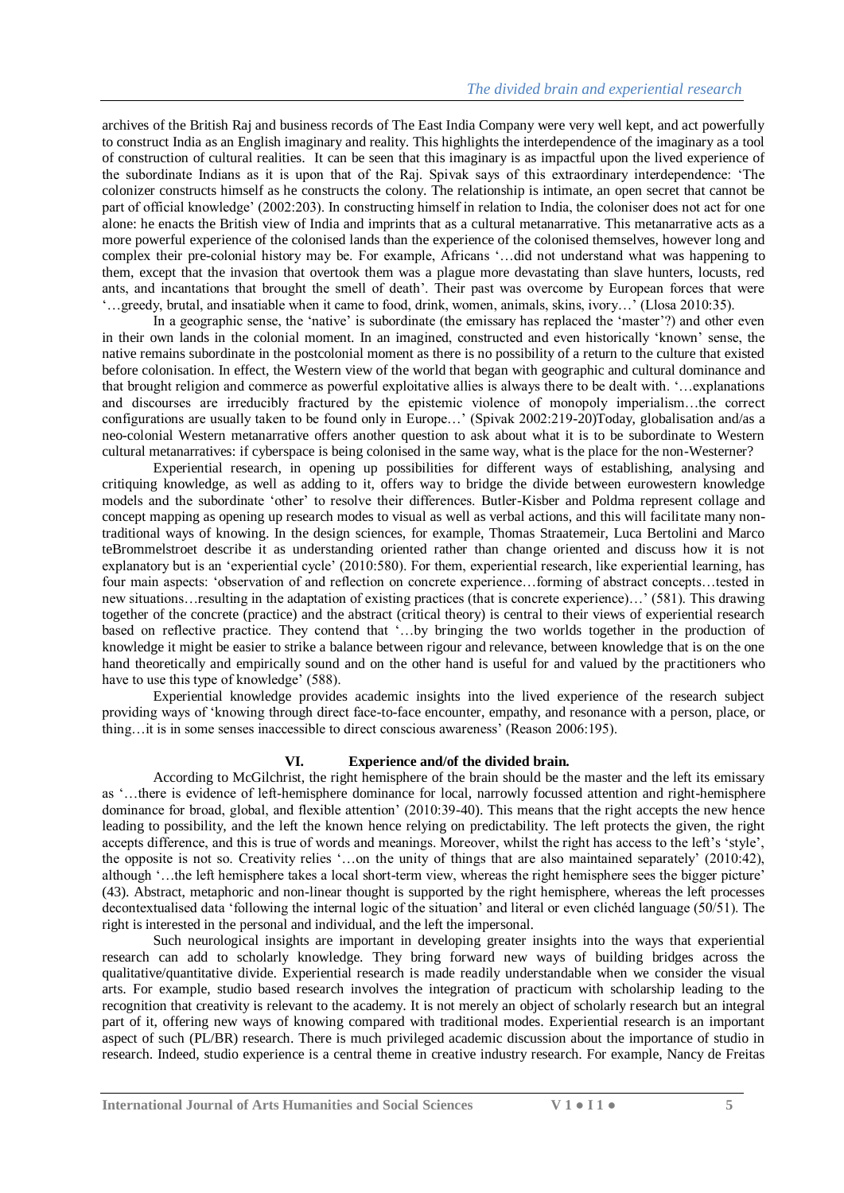archives of the British Raj and business records of The East India Company were very well kept, and act powerfully to construct India as an English imaginary and reality. This highlights the interdependence of the imaginary as a tool of construction of cultural realities. It can be seen that this imaginary is as impactful upon the lived experience of the subordinate Indians as it is upon that of the Raj. Spivak says of this extraordinary interdependence: 'The colonizer constructs himself as he constructs the colony. The relationship is intimate, an open secret that cannot be part of official knowledge' (2002:203). In constructing himself in relation to India, the coloniser does not act for one alone: he enacts the British view of India and imprints that as a cultural metanarrative. This metanarrative acts as a more powerful experience of the colonised lands than the experience of the colonised themselves, however long and complex their pre-colonial history may be. For example, Africans '…did not understand what was happening to them, except that the invasion that overtook them was a plague more devastating than slave hunters, locusts, red ants, and incantations that brought the smell of death'. Their past was overcome by European forces that were '…greedy, brutal, and insatiable when it came to food, drink, women, animals, skins, ivory…' (Llosa 2010:35).

In a geographic sense, the 'native' is subordinate (the emissary has replaced the 'master'?) and other even in their own lands in the colonial moment. In an imagined, constructed and even historically 'known' sense, the native remains subordinate in the postcolonial moment as there is no possibility of a return to the culture that existed before colonisation. In effect, the Western view of the world that began with geographic and cultural dominance and that brought religion and commerce as powerful exploitative allies is always there to be dealt with. '…explanations and discourses are irreducibly fractured by the epistemic violence of monopoly imperialism…the correct configurations are usually taken to be found only in Europe…' (Spivak 2002:219-20)Today, globalisation and/as a neo-colonial Western metanarrative offers another question to ask about what it is to be subordinate to Western cultural metanarratives: if cyberspace is being colonised in the same way, what is the place for the non-Westerner?

Experiential research, in opening up possibilities for different ways of establishing, analysing and critiquing knowledge, as well as adding to it, offers way to bridge the divide between eurowestern knowledge models and the subordinate 'other' to resolve their differences. Butler-Kisber and Poldma represent collage and concept mapping as opening up research modes to visual as well as verbal actions, and this will facilitate many non-traditional ways of knowing. In the design sciences, for example, Thomas Straatemeir, Luca Bertolini and Marco teBrommelstroet describe it as understanding oriented rather than change oriented and discuss how it is not explanatory but is an 'experiential cycle' (2010:580). For them, experiential research, like experiential learning, has four main aspects: 'observation of and reflection on concrete experience…forming of abstract concepts…tested in new situations…resulting in the adaptation of existing practices (that is concrete experience)…' (581). This drawing together of the concrete (practice) and the abstract (critical theory) is central to their views of experiential research based on reflective practice. They contend that '…by bringing the two worlds together in the production of knowledge it might be easier to strike a balance between rigour and relevance, between knowledge that is on the one hand theoretically and empirically sound and on the other hand is useful for and valued by the practitioners who have to use this type of knowledge' (588).

Experiential knowledge provides academic insights into the lived experience of the research subject providing ways of 'knowing through direct face-to-face encounter, empathy, and resonance with a person, place, or thing…it is in some senses inaccessible to direct conscious awareness' (Reason 2006:195).

## VI. Experience and/of the divided brain.

According to McGilchrist, the right hemisphere of the brain should be the master and the left its emissary as '…there is evidence of left-hemisphere dominance for local, narrowly focussed attention and right-hemisphere dominance for broad, global, and flexible attention' (2010:39-40). This means that the right accepts the new hence leading to possibility, and the left the known hence relying on predictability. The left protects the given, the right accepts difference, and this is true of words and meanings. Moreover, whilst the right has access to the left's 'style', the opposite is not so. Creativity relies '…on the unity of things that are also maintained separately' (2010:42), although '…the left hemisphere takes a local short-term view, whereas the right hemisphere sees the bigger picture' (43). Abstract, metaphoric and non-linear thought is supported by the right hemisphere, whereas the left processes decontextualised data 'following the internal logic of the situation' and literal or even clichéd language (50/51). The right is interested in the personal and individual, and the left the impersonal.

Such neurological insights are important in developing greater insights into the ways that experiential research can add to scholarly knowledge. They bring forward new ways of building bridges across the qualitative/quantitative divide. Experiential research is made readily understandable when we consider the visual arts. For example, studio based research involves the integration of practicum with scholarship leading to the recognition that creativity is relevant to the academy. It is not merely an object of scholarly research but an integral part of it, offering new ways of knowing compared with traditional modes. Experiential research is an important aspect of such (PL/BR) research. There is much privileged academic discussion about the importance of studio in research. Indeed, studio experience is a central theme in creative industry research. For example, Nancy de Freitas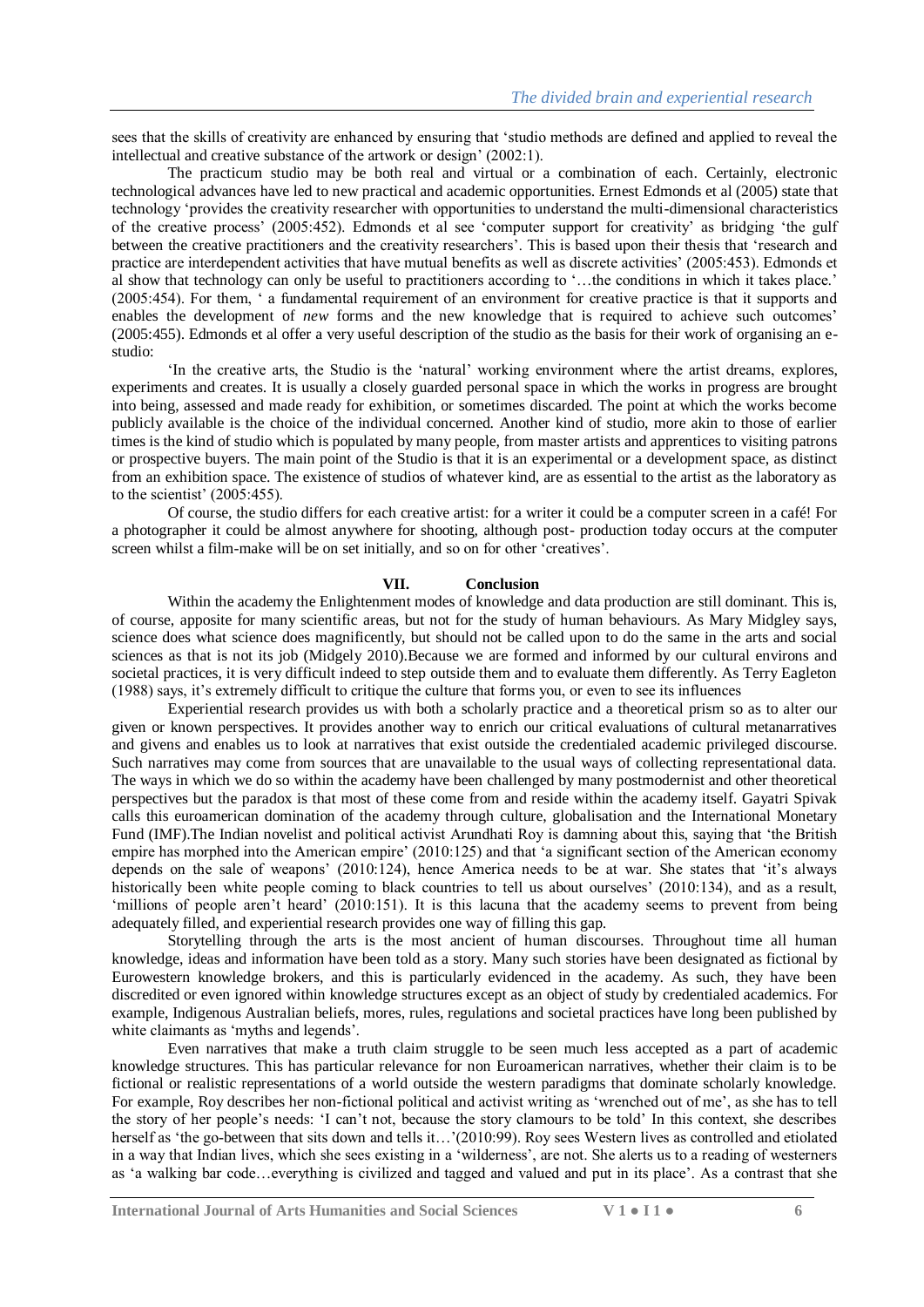sees that the skills of creativity are enhanced by ensuring that 'studio methods are defined and applied to reveal the intellectual and creative substance of the artwork or design' (2002:1).

The practicum studio may be both real and virtual or a combination of each. Certainly, electronic technological advances have led to new practical and academic opportunities. Ernest Edmonds et al (2005) state that technology 'provides the creativity researcher with opportunities to understand the multi-dimensional characteristics of the creative process' (2005:452). Edmonds et al see 'computer support for creativity' as bridging 'the gulf between the creative practitioners and the creativity researchers'. This is based upon their thesis that 'research and practice are interdependent activities that have mutual benefits as well as discrete activities' (2005:453). Edmonds et al show that technology can only be useful to practitioners according to '…the conditions in which it takes place.' (2005:454). For them, ' a fundamental requirement of an environment for creative practice is that it supports and enables the development of *new* forms and the new knowledge that is required to achieve such outcomes' (2005:455). Edmonds et al offer a very useful description of the studio as the basis for their work of organising an e-studio:

'In the creative arts, the Studio is the 'natural' working environment where the artist dreams, explores, experiments and creates. It is usually a closely guarded personal space in which the works in progress are brought into being, assessed and made ready for exhibition, or sometimes discarded. The point at which the works become publicly available is the choice of the individual concerned. Another kind of studio, more akin to those of earlier times is the kind of studio which is populated by many people, from master artists and apprentices to visiting patrons or prospective buyers. The main point of the Studio is that it is an experimental or a development space, as distinct from an exhibition space. The existence of studios of whatever kind, are as essential to the artist as the laboratory as to the scientist' (2005:455).

Of course, the studio differs for each creative artist: for a writer it could be a computer screen in a café! For a photographer it could be almost anywhere for shooting, although post- production today occurs at the computer screen whilst a film-make will be on set initially, and so on for other 'creatives'.

## VII. Conclusion

Within the academy the Enlightenment modes of knowledge and data production are still dominant. This is, of course, apposite for many scientific areas, but not for the study of human behaviours. As Mary Midgley says, science does what science does magnificently, but should not be called upon to do the same in the arts and social sciences as that is not its job (Midgely 2010).Because we are formed and informed by our cultural environs and societal practices, it is very difficult indeed to step outside them and to evaluate them differently. As Terry Eagleton (1988) says, it's extremely difficult to critique the culture that forms you, or even to see its influences

Experiential research provides us with both a scholarly practice and a theoretical prism so as to alter our given or known perspectives. It provides another way to enrich our critical evaluations of cultural metanarratives and givens and enables us to look at narratives that exist outside the credentialed academic privileged discourse. Such narratives may come from sources that are unavailable to the usual ways of collecting representational data. The ways in which we do so within the academy have been challenged by many postmodernist and other theoretical perspectives but the paradox is that most of these come from and reside within the academy itself. Gayatri Spivak calls this euroamerican domination of the academy through culture, globalisation and the International Monetary Fund (IMF).The Indian novelist and political activist Arundhati Roy is damning about this, saying that 'the British empire has morphed into the American empire' (2010:125) and that 'a significant section of the American economy depends on the sale of weapons' (2010:124), hence America needs to be at war. She states that 'it's always historically been white people coming to black countries to tell us about ourselves' (2010:134), and as a result, 'millions of people aren't heard' (2010:151). It is this lacuna that the academy seems to prevent from being adequately filled, and experiential research provides one way of filling this gap.

Storytelling through the arts is the most ancient of human discourses. Throughout time all human knowledge, ideas and information have been told as a story. Many such stories have been designated as fictional by Eurowestern knowledge brokers, and this is particularly evidenced in the academy. As such, they have been discredited or even ignored within knowledge structures except as an object of study by credentialed academics. For example, Indigenous Australian beliefs, mores, rules, regulations and societal practices have long been published by white claimants as 'myths and legends'.

Even narratives that make a truth claim struggle to be seen much less accepted as a part of academic knowledge structures. This has particular relevance for non Euroamerican narratives, whether their claim is to be fictional or realistic representations of a world outside the western paradigms that dominate scholarly knowledge. For example, Roy describes her non-fictional political and activist writing as 'wrenched out of me', as she has to tell the story of her people's needs: 'I can't not, because the story clamours to be told' In this context, she describes herself as 'the go-between that sits down and tells it…'(2010:99). Roy sees Western lives as controlled and etiolated in a way that Indian lives, which she sees existing in a 'wilderness', are not. She alerts us to a reading of westerners as 'a walking bar code…everything is civilized and tagged and valued and put in its place'. As a contrast that she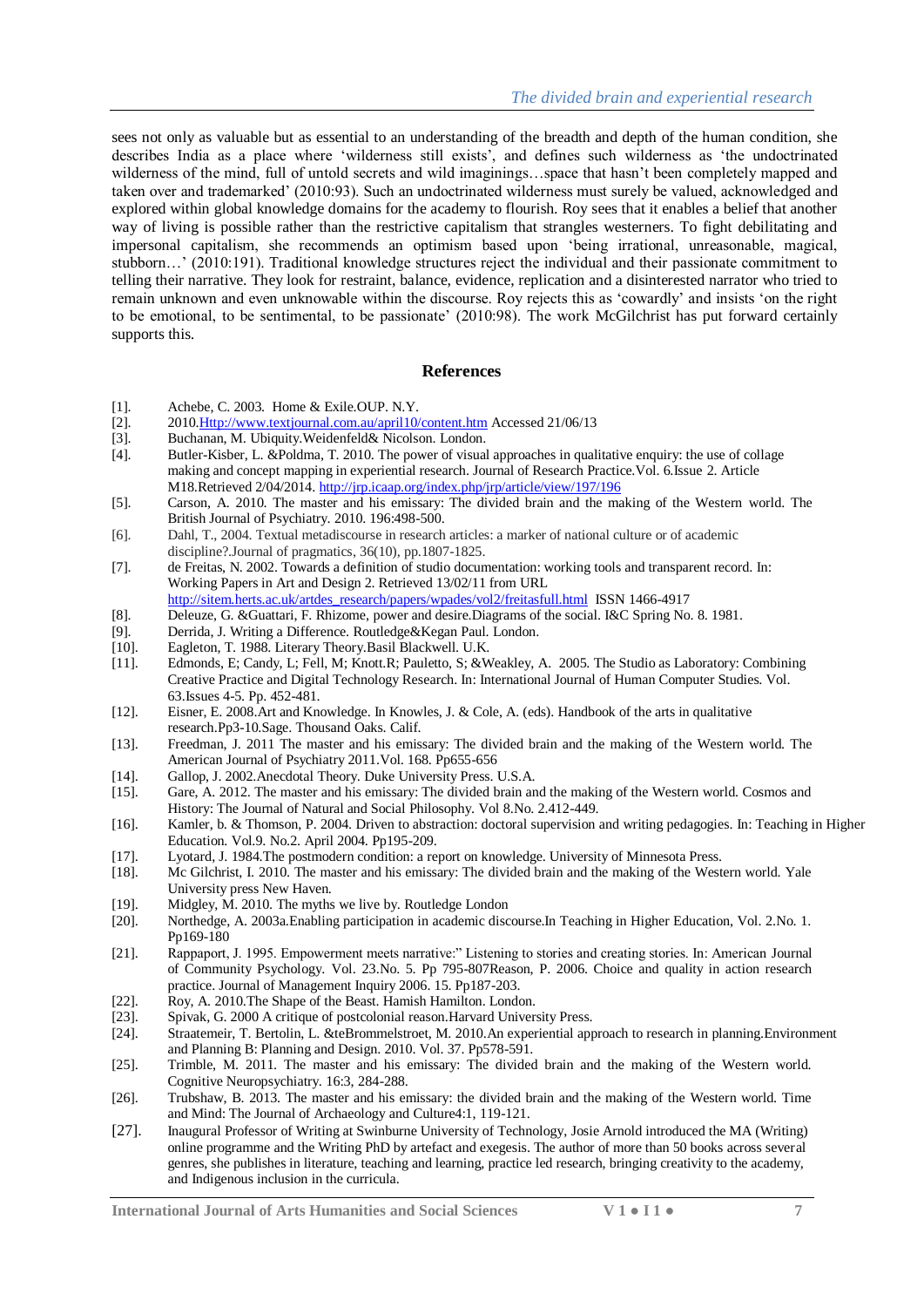sees not only as valuable but as essential to an understanding of the breadth and depth of the human condition, she describes India as a place where 'wilderness still exists', and defines such wilderness as 'the undoctrinated wilderness of the mind, full of untold secrets and wild imaginings…space that hasn't been completely mapped and taken over and trademarked' (2010:93). Such an undoctrinated wilderness must surely be valued, acknowledged and explored within global knowledge domains for the academy to flourish. Roy sees that it enables a belief that another way of living is possible rather than the restrictive capitalism that strangles westerners. To fight debilitating and impersonal capitalism, she recommends an optimism based upon 'being irrational, unreasonable, magical, stubborn…' (2010:191). Traditional knowledge structures reject the individual and their passionate commitment to telling their narrative. They look for restraint, balance, evidence, replication and a disinterested narrator who tried to remain unknown and even unknowable within the discourse. Roy rejects this as 'cowardly' and insists 'on the right to be emotional, to be sentimental, to be passionate' (2010:98). The work McGilchrist has put forward certainly supports this.

## References

[1]. Achebe, C. 2003. Home & Exile.OUP. N.Y.

[2]. 2010.Http://www.textjournal.com.au/april10/content.htm Accessed 21/06/13

[3]. Buchanan, M. Ubiquity.Weidenfeld& Nicolson. London.

[4]. Butler-Kisber, L. &Poldma, T. 2010. The power of visual approaches in qualitative enquiry: the use of collage making and concept mapping in experiential research. Journal of Research Practice.Vol. 6.Issue 2. Article M18.Retrieved 2/04/2014. http://jrp.icaap.org/index.php/jrp/article/view/197/196

[5]. Carson, A. 2010. The master and his emissary: The divided brain and the making of the Western world. The British Journal of Psychiatry. 2010. 196:498-500.

[6]. Dahl, T., 2004. Textual metadiscourse in research articles: a marker of national culture or of academic discipline?.Journal of pragmatics, 36(10), pp.1807-1825.

[7]. de Freitas, N. 2002. Towards a definition of studio documentation: working tools and transparent record. In: Working Papers in Art and Design 2. Retrieved 13/02/11 from URL http://sitem.herts.ac.uk/artdes_research/papers/wpades/vol2/freitasfull.html ISSN 1466-4917

[8]. Deleuze, G. &Guattari, F. Rhizome, power and desire.Diagrams of the social. I&C Spring No. 8. 1981.

[9]. Derrida, J. Writing a Difference. Routledge&Kegan Paul. London.

[10]. Eagleton, T. 1988. Literary Theory.Basil Blackwell. U.K.

[11]. Edmonds, E; Candy, L; Fell, M; Knott.R; Pauletto, S; &Weakley, A. 2005. The Studio as Laboratory: Combining Creative Practice and Digital Technology Research. In: International Journal of Human Computer Studies. Vol. 63.Issues 4-5. Pp. 452-481.

[12]. Eisner, E. 2008.Art and Knowledge. In Knowles, J. & Cole, A. (eds). Handbook of the arts in qualitative research.Pp3-10.Sage. Thousand Oaks. Calif.

[13]. Freedman, J. 2011 The master and his emissary: The divided brain and the making of the Western world. The American Journal of Psychiatry 2011.Vol. 168. Pp655-656

[14]. Gallop, J. 2002.Anecdotal Theory. Duke University Press. U.S.A.

[15]. Gare, A. 2012. The master and his emissary: The divided brain and the making of the Western world. Cosmos and History: The Journal of Natural and Social Philosophy. Vol 8.No. 2.412-449.

[16]. Kamler, b. & Thomson, P. 2004. Driven to abstraction: doctoral supervision and writing pedagogies. In: Teaching in Higher Education. Vol.9. No.2. April 2004. Pp195-209.

[17]. Lyotard, J. 1984.The postmodern condition: a report on knowledge. University of Minnesota Press.

[18]. Mc Gilchrist, I. 2010. The master and his emissary: The divided brain and the making of the Western world. Yale University press New Haven.

[19]. Midgley, M. 2010. The myths we live by. Routledge London

[20]. Northedge, A. 2003a.Enabling participation in academic discourse.In Teaching in Higher Education, Vol. 2.No. 1. Pp169-180

[21]. Rappaport, J. 1995. Empowerment meets narrative:" Listening to stories and creating stories. In: American Journal of Community Psychology. Vol. 23.No. 5. Pp 795-807Reason, P. 2006. Choice and quality in action research practice. Journal of Management Inquiry 2006. 15. Pp187-203.

[22]. Roy, A. 2010.The Shape of the Beast. Hamish Hamilton. London.

[23]. Spivak, G. 2000 A critique of postcolonial reason.Harvard University Press.

[24]. Straatemeir, T. Bertolin, L. &teBrommelstroet, M. 2010.An experiential approach to research in planning.Environment and Planning B: Planning and Design. 2010. Vol. 37. Pp578-591.

[25]. Trimble, M. 2011. The master and his emissary: The divided brain and the making of the Western world. Cognitive Neuropsychiatry. 16:3, 284-288.

[26]. Trubshaw, B. 2013. The master and his emissary: the divided brain and the making of the Western world. Time and Mind: The Journal of Archaeology and Culture4:1, 119-121.

[27]. Inaugural Professor of Writing at Swinburne University of Technology, Josie Arnold introduced the MA (Writing) online programme and the Writing PhD by artefact and exegesis. The author of more than 50 books across several genres, she publishes in literature, teaching and learning, practice led research, bringing creativity to the academy, and Indigenous inclusion in the curricula.